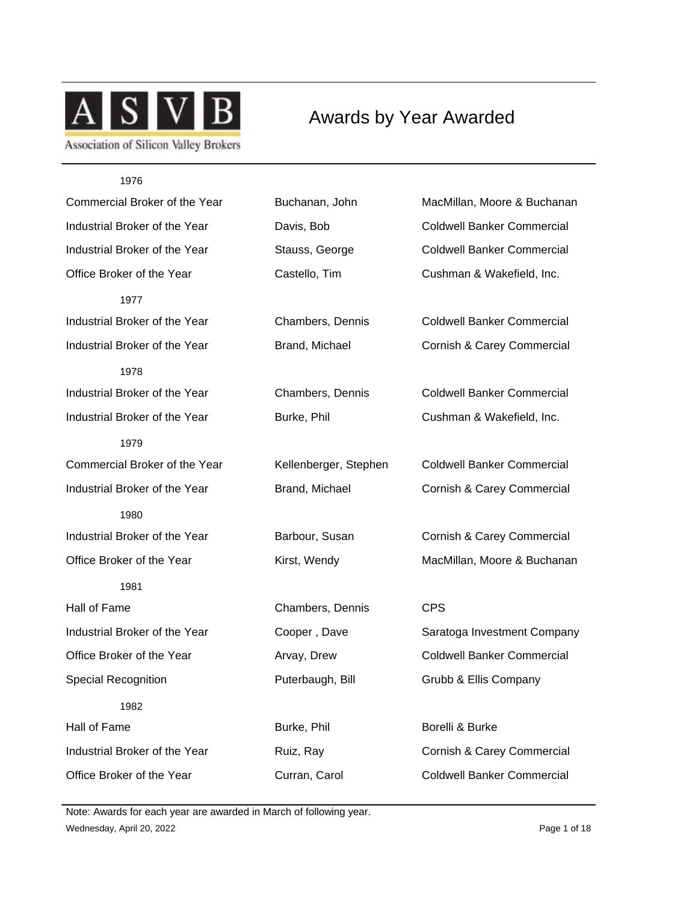# Awards by Year Awarded

ASVB — Association of Silicon Valley Brokers

**1976**

| Award | Name | Company |
|---|---|---|
| Commercial Broker of the Year | Buchanan, John | MacMillan, Moore & Buchanan |
| Industrial Broker of the Year | Davis, Bob | Coldwell Banker Commercial |
| Industrial Broker of the Year | Stauss, George | Coldwell Banker Commercial |
| Office Broker of the Year | Castello, Tim | Cushman & Wakefield, Inc. |

**1977**

| Award | Name | Company |
|---|---|---|
| Industrial Broker of the Year | Chambers, Dennis | Coldwell Banker Commercial |
| Industrial Broker of the Year | Brand, Michael | Cornish & Carey Commercial |

**1978**

| Award | Name | Company |
|---|---|---|
| Industrial Broker of the Year | Chambers, Dennis | Coldwell Banker Commercial |
| Industrial Broker of the Year | Burke, Phil | Cushman & Wakefield, Inc. |

**1979**

| Award | Name | Company |
|---|---|---|
| Commercial Broker of the Year | Kellenberger, Stephen | Coldwell Banker Commercial |
| Industrial Broker of the Year | Brand, Michael | Cornish & Carey Commercial |

**1980**

| Award | Name | Company |
|---|---|---|
| Industrial Broker of the Year | Barbour, Susan | Cornish & Carey Commercial |
| Office Broker of the Year | Kirst, Wendy | MacMillan, Moore & Buchanan |

**1981**

| Award | Name | Company |
|---|---|---|
| Hall of Fame | Chambers, Dennis | CPS |
| Industrial Broker of the Year | Cooper , Dave | Saratoga Investment Company |
| Office Broker of the Year | Arvay, Drew | Coldwell Banker Commercial |
| Special Recognition | Puterbaugh, Bill | Grubb & Ellis Company |

**1982**

| Award | Name | Company |
|---|---|---|
| Hall of Fame | Burke, Phil | Borelli & Burke |
| Industrial Broker of the Year | Ruiz, Ray | Cornish & Carey Commercial |
| Office Broker of the Year | Curran, Carol | Coldwell Banker Commercial |

Note: Awards for each year are awarded in March of following year.

Wednesday, April 20, 2022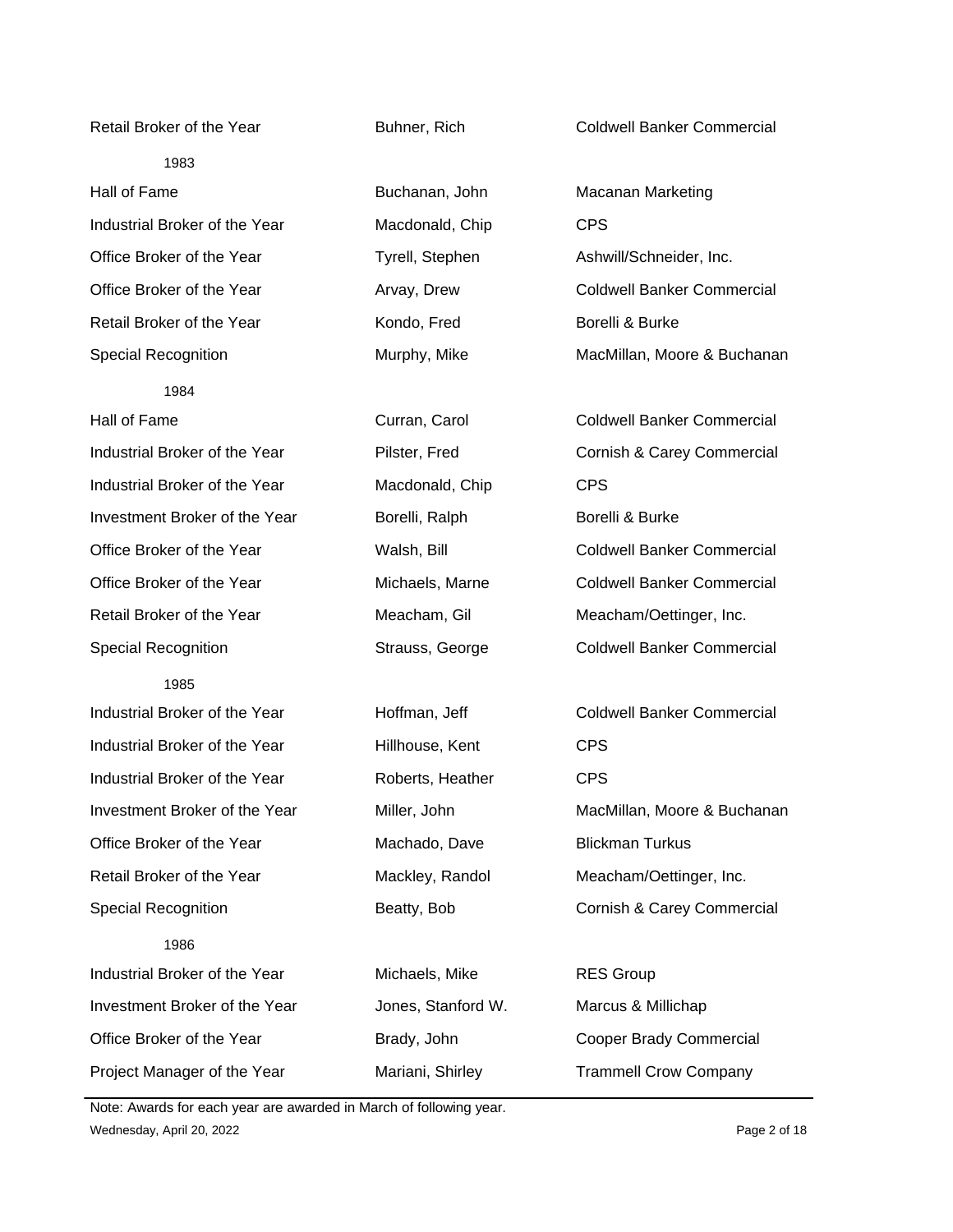| | | |
|---|---|---|
| Retail Broker of the Year | Buhner, Rich | Coldwell Banker Commercial |
| 1983 | | |
| Hall of Fame | Buchanan, John | Macanan Marketing |
| Industrial Broker of the Year | Macdonald, Chip | CPS |
| Office Broker of the Year | Tyrell, Stephen | Ashwill/Schneider, Inc. |
| Office Broker of the Year | Arvay, Drew | Coldwell Banker Commercial |
| Retail Broker of the Year | Kondo, Fred | Borelli & Burke |
| Special Recognition | Murphy, Mike | MacMillan, Moore & Buchanan |
| 1984 | | |
| Hall of Fame | Curran, Carol | Coldwell Banker Commercial |
| Industrial Broker of the Year | Pilster, Fred | Cornish & Carey Commercial |
| Industrial Broker of the Year | Macdonald, Chip | CPS |
| Investment Broker of the Year | Borelli, Ralph | Borelli & Burke |
| Office Broker of the Year | Walsh, Bill | Coldwell Banker Commercial |
| Office Broker of the Year | Michaels, Marne | Coldwell Banker Commercial |
| Retail Broker of the Year | Meacham, Gil | Meacham/Oettinger, Inc. |
| Special Recognition | Strauss, George | Coldwell Banker Commercial |
| 1985 | | |
| Industrial Broker of the Year | Hoffman, Jeff | Coldwell Banker Commercial |
| Industrial Broker of the Year | Hillhouse, Kent | CPS |
| Industrial Broker of the Year | Roberts, Heather | CPS |
| Investment Broker of the Year | Miller, John | MacMillan, Moore & Buchanan |
| Office Broker of the Year | Machado, Dave | Blickman Turkus |
| Retail Broker of the Year | Mackley, Randol | Meacham/Oettinger, Inc. |
| Special Recognition | Beatty, Bob | Cornish & Carey Commercial |
| 1986 | | |
| Industrial Broker of the Year | Michaels, Mike | RES Group |
| Investment Broker of the Year | Jones, Stanford W. | Marcus & Millichap |
| Office Broker of the Year | Brady, John | Cooper Brady Commercial |
| Project Manager of the Year | Mariani, Shirley | Trammell Crow Company |

Note: Awards for each year are awarded in March of following year.

Wednesday, April 20, 2022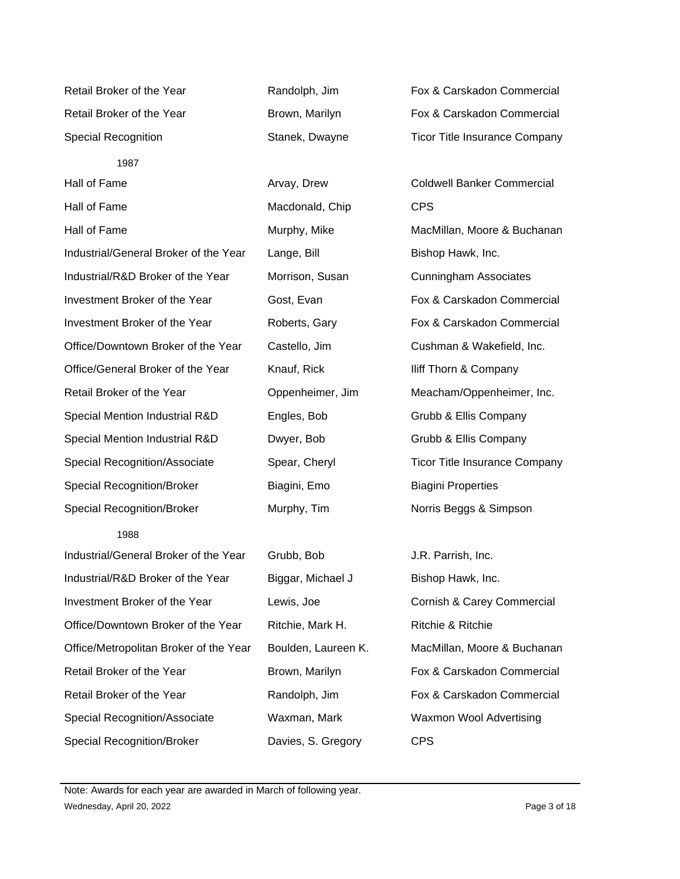| | | |
|---|---|---|
| Retail Broker of the Year | Randolph, Jim | Fox & Carskadon Commercial |
| Retail Broker of the Year | Brown, Marilyn | Fox & Carskadon Commercial |
| Special Recognition | Stanek, Dwayne | Ticor Title Insurance Company |
| **1987** | | |
| Hall of Fame | Arvay, Drew | Coldwell Banker Commercial |
| Hall of Fame | Macdonald, Chip | CPS |
| Hall of Fame | Murphy, Mike | MacMillan, Moore & Buchanan |
| Industrial/General Broker of the Year | Lange, Bill | Bishop Hawk, Inc. |
| Industrial/R&D Broker of the Year | Morrison, Susan | Cunningham Associates |
| Investment Broker of the Year | Gost, Evan | Fox & Carskadon Commercial |
| Investment Broker of the Year | Roberts, Gary | Fox & Carskadon Commercial |
| Office/Downtown Broker of the Year | Castello, Jim | Cushman & Wakefield, Inc. |
| Office/General Broker of the Year | Knauf, Rick | Iliff Thorn & Company |
| Retail Broker of the Year | Oppenheimer, Jim | Meacham/Oppenheimer, Inc. |
| Special Mention Industrial R&D | Engles, Bob | Grubb & Ellis Company |
| Special Mention Industrial R&D | Dwyer, Bob | Grubb & Ellis Company |
| Special Recognition/Associate | Spear, Cheryl | Ticor Title Insurance Company |
| Special Recognition/Broker | Biagini, Emo | Biagini Properties |
| Special Recognition/Broker | Murphy, Tim | Norris Beggs & Simpson |
| **1988** | | |
| Industrial/General Broker of the Year | Grubb, Bob | J.R. Parrish, Inc. |
| Industrial/R&D Broker of the Year | Biggar, Michael J | Bishop Hawk, Inc. |
| Investment Broker of the Year | Lewis, Joe | Cornish & Carey Commercial |
| Office/Downtown Broker of the Year | Ritchie, Mark H. | Ritchie & Ritchie |
| Office/Metropolitan Broker of the Year | Boulden, Laureen K. | MacMillan, Moore & Buchanan |
| Retail Broker of the Year | Brown, Marilyn | Fox & Carskadon Commercial |
| Retail Broker of the Year | Randolph, Jim | Fox & Carskadon Commercial |
| Special Recognition/Associate | Waxman, Mark | Waxmon Wool Advertising |
| Special Recognition/Broker | Davies, S. Gregory | CPS |

Note: Awards for each year are awarded in March of following year.

Wednesday, April 20, 2022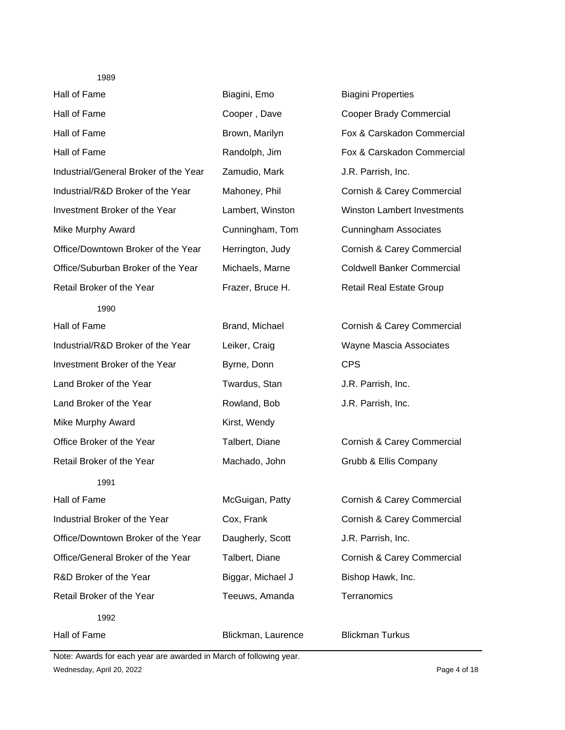| Year | Award | Name | Company |
|---|---|---|---|
| 1989 | | | |
| | Hall of Fame | Biagini, Emo | Biagini Properties |
| | Hall of Fame | Cooper , Dave | Cooper Brady Commercial |
| | Hall of Fame | Brown, Marilyn | Fox & Carskadon Commercial |
| | Hall of Fame | Randolph, Jim | Fox & Carskadon Commercial |
| | Industrial/General Broker of the Year | Zamudio, Mark | J.R. Parrish, Inc. |
| | Industrial/R&D Broker of the Year | Mahoney, Phil | Cornish & Carey Commercial |
| | Investment Broker of the Year | Lambert, Winston | Winston Lambert Investments |
| | Mike Murphy Award | Cunningham, Tom | Cunningham Associates |
| | Office/Downtown Broker of the Year | Herrington, Judy | Cornish & Carey Commercial |
| | Office/Suburban Broker of the Year | Michaels, Marne | Coldwell Banker Commercial |
| | Retail Broker of the Year | Frazer, Bruce H. | Retail Real Estate Group |
| 1990 | | | |
| | Hall of Fame | Brand, Michael | Cornish & Carey Commercial |
| | Industrial/R&D Broker of the Year | Leiker, Craig | Wayne Mascia Associates |
| | Investment Broker of the Year | Byrne, Donn | CPS |
| | Land Broker of the Year | Twardus, Stan | J.R. Parrish, Inc. |
| | Land Broker of the Year | Rowland, Bob | J.R. Parrish, Inc. |
| | Mike Murphy Award | Kirst, Wendy | |
| | Office Broker of the Year | Talbert, Diane | Cornish & Carey Commercial |
| | Retail Broker of the Year | Machado, John | Grubb & Ellis Company |
| 1991 | | | |
| | Hall of Fame | McGuigan, Patty | Cornish & Carey Commercial |
| | Industrial Broker of the Year | Cox, Frank | Cornish & Carey Commercial |
| | Office/Downtown Broker of the Year | Daugherly, Scott | J.R. Parrish, Inc. |
| | Office/General Broker of the Year | Talbert, Diane | Cornish & Carey Commercial |
| | R&D Broker of the Year | Biggar, Michael J | Bishop Hawk, Inc. |
| | Retail Broker of the Year | Teeuws, Amanda | Terranomics |
| 1992 | | | |
| | Hall of Fame | Blickman, Laurence | Blickman Turkus |

Note: Awards for each year are awarded in March of following year.

Wednesday, April 20, 2022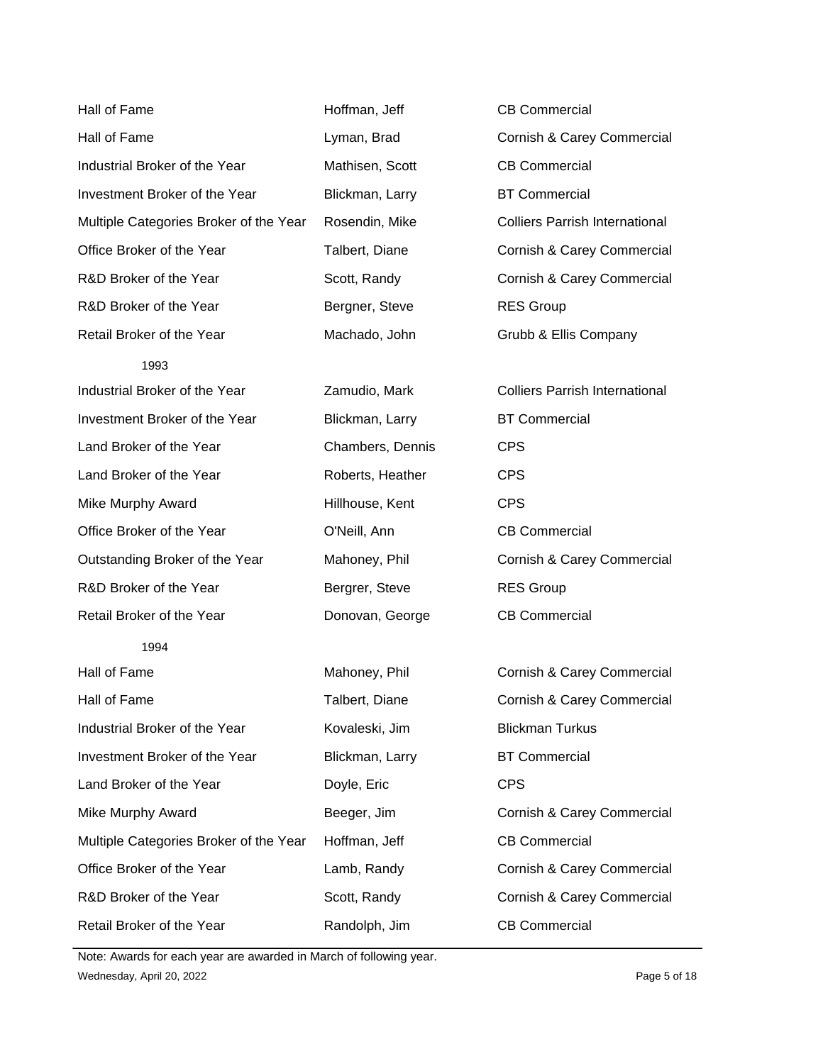| | | |
|---|---|---|
| Hall of Fame | Hoffman, Jeff | CB Commercial |
| Hall of Fame | Lyman, Brad | Cornish & Carey Commercial |
| Industrial Broker of the Year | Mathisen, Scott | CB Commercial |
| Investment Broker of the Year | Blickman, Larry | BT Commercial |
| Multiple Categories Broker of the Year | Rosendin, Mike | Colliers Parrish International |
| Office Broker of the Year | Talbert, Diane | Cornish & Carey Commercial |
| R&D Broker of the Year | Scott, Randy | Cornish & Carey Commercial |
| R&D Broker of the Year | Bergner, Steve | RES Group |
| Retail Broker of the Year | Machado, John | Grubb & Ellis Company |
| **1993** | | |
| Industrial Broker of the Year | Zamudio, Mark | Colliers Parrish International |
| Investment Broker of the Year | Blickman, Larry | BT Commercial |
| Land Broker of the Year | Chambers, Dennis | CPS |
| Land Broker of the Year | Roberts, Heather | CPS |
| Mike Murphy Award | Hillhouse, Kent | CPS |
| Office Broker of the Year | O'Neill, Ann | CB Commercial |
| Outstanding Broker of the Year | Mahoney, Phil | Cornish & Carey Commercial |
| R&D Broker of the Year | Bergrer, Steve | RES Group |
| Retail Broker of the Year | Donovan, George | CB Commercial |
| **1994** | | |
| Hall of Fame | Mahoney, Phil | Cornish & Carey Commercial |
| Hall of Fame | Talbert, Diane | Cornish & Carey Commercial |
| Industrial Broker of the Year | Kovaleski, Jim | Blickman Turkus |
| Investment Broker of the Year | Blickman, Larry | BT Commercial |
| Land Broker of the Year | Doyle, Eric | CPS |
| Mike Murphy Award | Beeger, Jim | Cornish & Carey Commercial |
| Multiple Categories Broker of the Year | Hoffman, Jeff | CB Commercial |
| Office Broker of the Year | Lamb, Randy | Cornish & Carey Commercial |
| R&D Broker of the Year | Scott, Randy | Cornish & Carey Commercial |
| Retail Broker of the Year | Randolph, Jim | CB Commercial |

Note: Awards for each year are awarded in March of following year.

Wednesday, April 20, 2022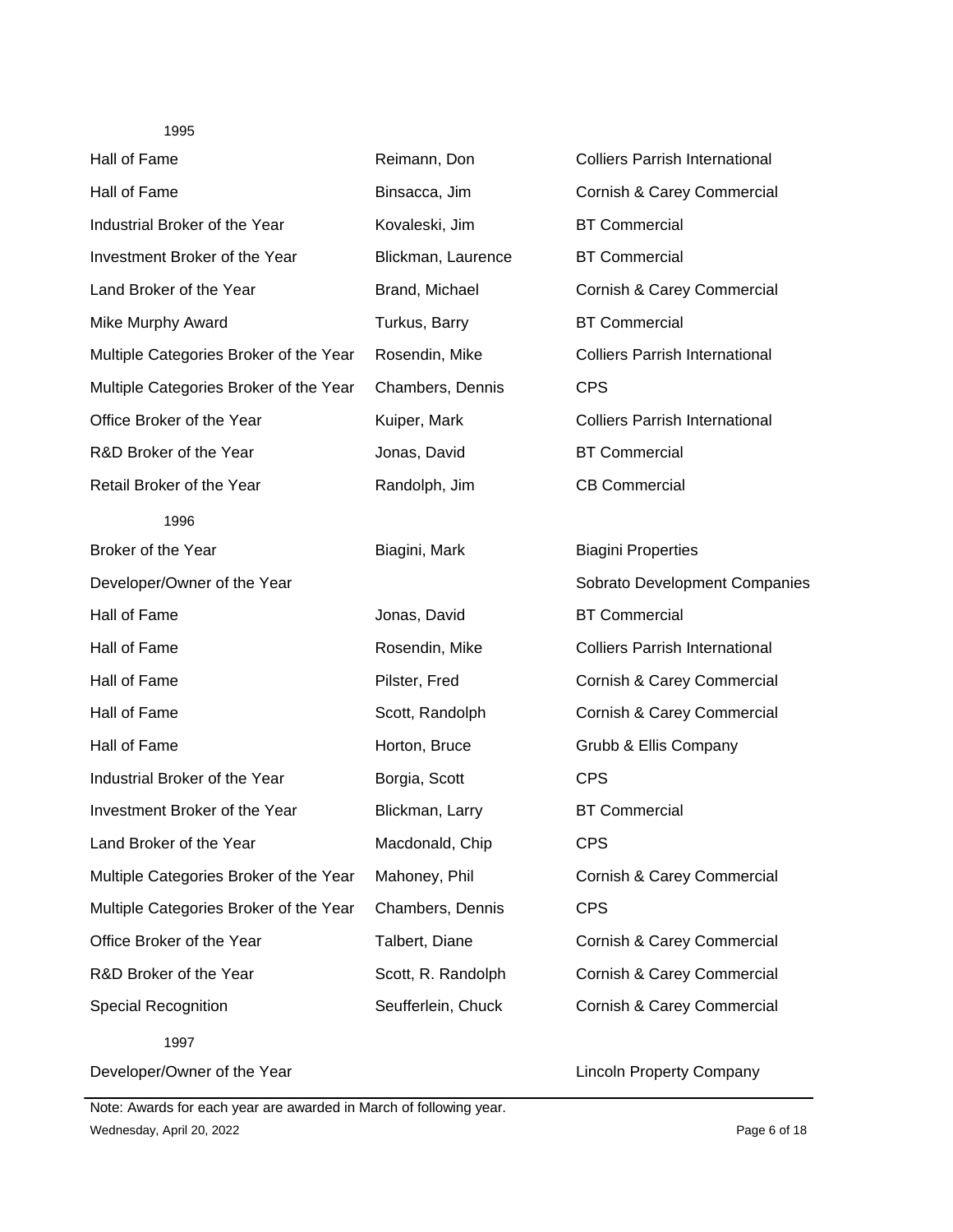1995

| | | |
|---|---|---|
| Hall of Fame | Reimann, Don | Colliers Parrish International |
| Hall of Fame | Binsacca, Jim | Cornish & Carey Commercial |
| Industrial Broker of the Year | Kovaleski, Jim | BT Commercial |
| Investment Broker of the Year | Blickman, Laurence | BT Commercial |
| Land Broker of the Year | Brand, Michael | Cornish & Carey Commercial |
| Mike Murphy Award | Turkus, Barry | BT Commercial |
| Multiple Categories Broker of the Year | Rosendin, Mike | Colliers Parrish International |
| Multiple Categories Broker of the Year | Chambers, Dennis | CPS |
| Office Broker of the Year | Kuiper, Mark | Colliers Parrish International |
| R&D Broker of the Year | Jonas, David | BT Commercial |
| Retail Broker of the Year | Randolph, Jim | CB Commercial |

1996

| | | |
|---|---|---|
| Broker of the Year | Biagini, Mark | Biagini Properties |
| Developer/Owner of the Year | | Sobrato Development Companies |
| Hall of Fame | Jonas, David | BT Commercial |
| Hall of Fame | Rosendin, Mike | Colliers Parrish International |
| Hall of Fame | Pilster, Fred | Cornish & Carey Commercial |
| Hall of Fame | Scott, Randolph | Cornish & Carey Commercial |
| Hall of Fame | Horton, Bruce | Grubb & Ellis Company |
| Industrial Broker of the Year | Borgia, Scott | CPS |
| Investment Broker of the Year | Blickman, Larry | BT Commercial |
| Land Broker of the Year | Macdonald, Chip | CPS |
| Multiple Categories Broker of the Year | Mahoney, Phil | Cornish & Carey Commercial |
| Multiple Categories Broker of the Year | Chambers, Dennis | CPS |
| Office Broker of the Year | Talbert, Diane | Cornish & Carey Commercial |
| R&D Broker of the Year | Scott, R. Randolph | Cornish & Carey Commercial |
| Special Recognition | Seufferlein, Chuck | Cornish & Carey Commercial |

1997

| | | |
|---|---|---|
| Developer/Owner of the Year | | Lincoln Property Company |

Note: Awards for each year are awarded in March of following year.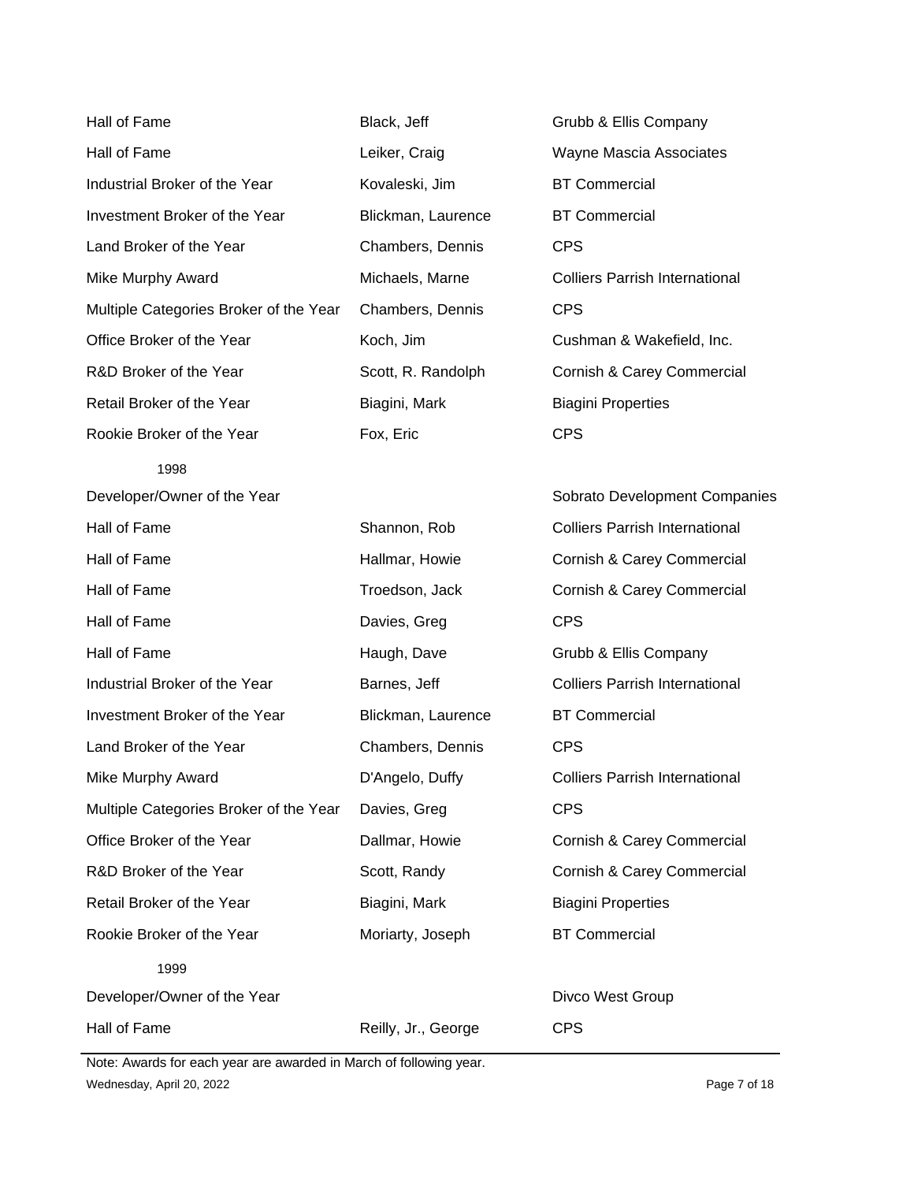| | | |
|---|---|---|
| Hall of Fame | Black, Jeff | Grubb & Ellis Company |
| Hall of Fame | Leiker, Craig | Wayne Mascia Associates |
| Industrial Broker of the Year | Kovaleski, Jim | BT Commercial |
| Investment Broker of the Year | Blickman, Laurence | BT Commercial |
| Land Broker of the Year | Chambers, Dennis | CPS |
| Mike Murphy Award | Michaels, Marne | Colliers Parrish International |
| Multiple Categories Broker of the Year | Chambers, Dennis | CPS |
| Office Broker of the Year | Koch, Jim | Cushman & Wakefield, Inc. |
| R&D Broker of the Year | Scott, R. Randolph | Cornish & Carey Commercial |
| Retail Broker of the Year | Biagini, Mark | Biagini Properties |
| Rookie Broker of the Year | Fox, Eric | CPS |
| 1998 | | |
| Developer/Owner of the Year | | Sobrato Development Companies |
| Hall of Fame | Shannon, Rob | Colliers Parrish International |
| Hall of Fame | Hallmar, Howie | Cornish & Carey Commercial |
| Hall of Fame | Troedson, Jack | Cornish & Carey Commercial |
| Hall of Fame | Davies, Greg | CPS |
| Hall of Fame | Haugh, Dave | Grubb & Ellis Company |
| Industrial Broker of the Year | Barnes, Jeff | Colliers Parrish International |
| Investment Broker of the Year | Blickman, Laurence | BT Commercial |
| Land Broker of the Year | Chambers, Dennis | CPS |
| Mike Murphy Award | D'Angelo, Duffy | Colliers Parrish International |
| Multiple Categories Broker of the Year | Davies, Greg | CPS |
| Office Broker of the Year | Dallmar, Howie | Cornish & Carey Commercial |
| R&D Broker of the Year | Scott, Randy | Cornish & Carey Commercial |
| Retail Broker of the Year | Biagini, Mark | Biagini Properties |
| Rookie Broker of the Year | Moriarty, Joseph | BT Commercial |
| 1999 | | |
| Developer/Owner of the Year | | Divco West Group |
| Hall of Fame | Reilly, Jr., George | CPS |

Note: Awards for each year are awarded in March of following year.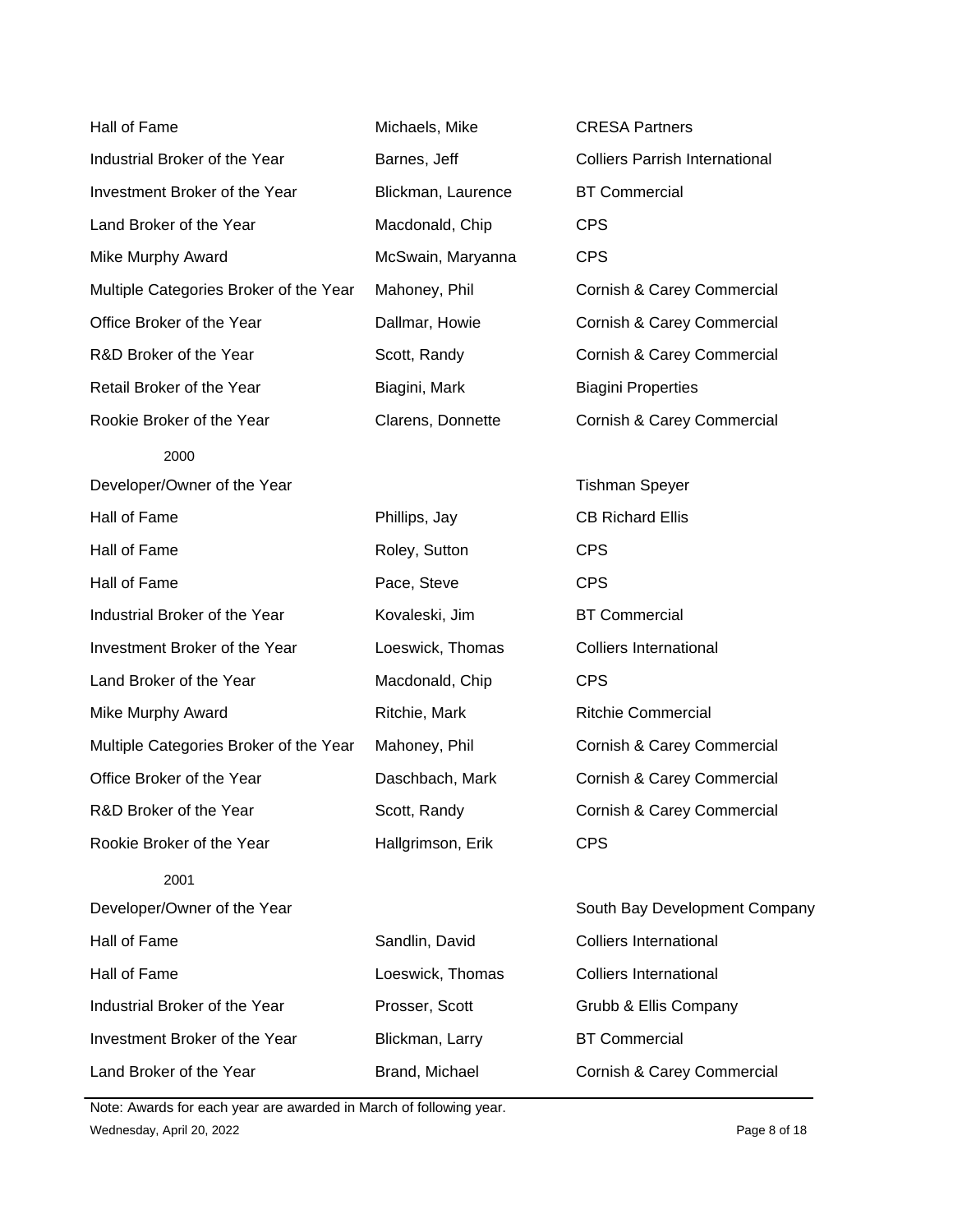| | | |
|---|---|---|
| Hall of Fame | Michaels, Mike | CRESA Partners |
| Industrial Broker of the Year | Barnes, Jeff | Colliers Parrish International |
| Investment Broker of the Year | Blickman, Laurence | BT Commercial |
| Land Broker of the Year | Macdonald, Chip | CPS |
| Mike Murphy Award | McSwain, Maryanna | CPS |
| Multiple Categories Broker of the Year | Mahoney, Phil | Cornish & Carey Commercial |
| Office Broker of the Year | Dallmar, Howie | Cornish & Carey Commercial |
| R&D Broker of the Year | Scott, Randy | Cornish & Carey Commercial |
| Retail Broker of the Year | Biagini, Mark | Biagini Properties |
| Rookie Broker of the Year | Clarens, Donnette | Cornish & Carey Commercial |
| 2000 | | |
| Developer/Owner of the Year | | Tishman Speyer |
| Hall of Fame | Phillips, Jay | CB Richard Ellis |
| Hall of Fame | Roley, Sutton | CPS |
| Hall of Fame | Pace, Steve | CPS |
| Industrial Broker of the Year | Kovaleski, Jim | BT Commercial |
| Investment Broker of the Year | Loeswick, Thomas | Colliers International |
| Land Broker of the Year | Macdonald, Chip | CPS |
| Mike Murphy Award | Ritchie, Mark | Ritchie Commercial |
| Multiple Categories Broker of the Year | Mahoney, Phil | Cornish & Carey Commercial |
| Office Broker of the Year | Daschbach, Mark | Cornish & Carey Commercial |
| R&D Broker of the Year | Scott, Randy | Cornish & Carey Commercial |
| Rookie Broker of the Year | Hallgrimson, Erik | CPS |
| 2001 | | |
| Developer/Owner of the Year | | South Bay Development Company |
| Hall of Fame | Sandlin, David | Colliers International |
| Hall of Fame | Loeswick, Thomas | Colliers International |
| Industrial Broker of the Year | Prosser, Scott | Grubb & Ellis Company |
| Investment Broker of the Year | Blickman, Larry | BT Commercial |
| Land Broker of the Year | Brand, Michael | Cornish & Carey Commercial |

Note: Awards for each year are awarded in March of following year.

Wednesday, April 20, 2022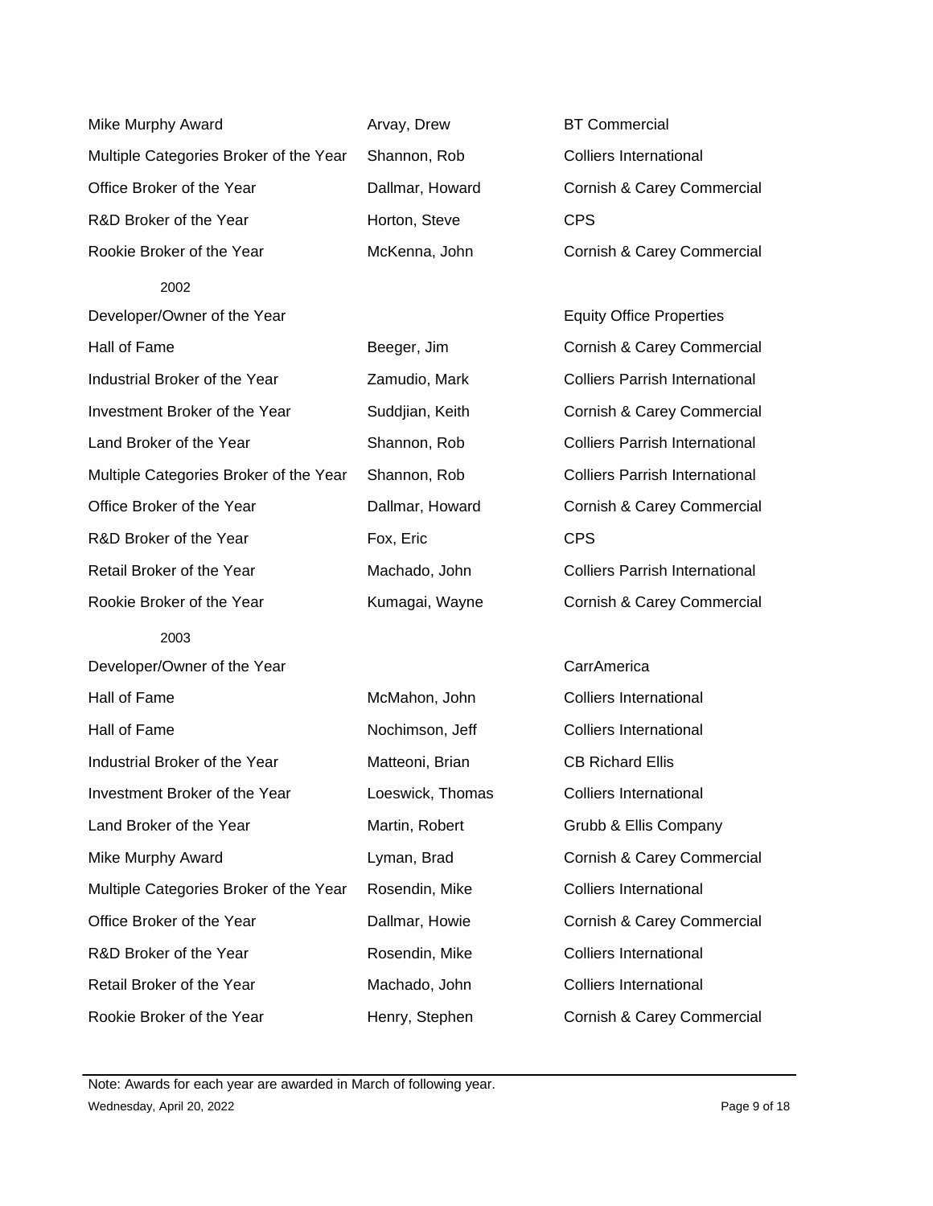| | | |
|---|---|---|
| Mike Murphy Award | Arvay, Drew | BT Commercial |
| Multiple Categories Broker of the Year | Shannon, Rob | Colliers International |
| Office Broker of the Year | Dallmar, Howard | Cornish & Carey Commercial |
| R&D Broker of the Year | Horton, Steve | CPS |
| Rookie Broker of the Year | McKenna, John | Cornish & Carey Commercial |
| 2002 | | |
| Developer/Owner of the Year | | Equity Office Properties |
| Hall of Fame | Beeger, Jim | Cornish & Carey Commercial |
| Industrial Broker of the Year | Zamudio, Mark | Colliers Parrish International |
| Investment Broker of the Year | Suddjian, Keith | Cornish & Carey Commercial |
| Land Broker of the Year | Shannon, Rob | Colliers Parrish International |
| Multiple Categories Broker of the Year | Shannon, Rob | Colliers Parrish International |
| Office Broker of the Year | Dallmar, Howard | Cornish & Carey Commercial |
| R&D Broker of the Year | Fox, Eric | CPS |
| Retail Broker of the Year | Machado, John | Colliers Parrish International |
| Rookie Broker of the Year | Kumagai, Wayne | Cornish & Carey Commercial |
| 2003 | | |
| Developer/Owner of the Year | | CarrAmerica |
| Hall of Fame | McMahon, John | Colliers International |
| Hall of Fame | Nochimson, Jeff | Colliers International |
| Industrial Broker of the Year | Matteoni, Brian | CB Richard Ellis |
| Investment Broker of the Year | Loeswick, Thomas | Colliers International |
| Land Broker of the Year | Martin, Robert | Grubb & Ellis Company |
| Mike Murphy Award | Lyman, Brad | Cornish & Carey Commercial |
| Multiple Categories Broker of the Year | Rosendin, Mike | Colliers International |
| Office Broker of the Year | Dallmar, Howie | Cornish & Carey Commercial |
| R&D Broker of the Year | Rosendin, Mike | Colliers International |
| Retail Broker of the Year | Machado, John | Colliers International |
| Rookie Broker of the Year | Henry, Stephen | Cornish & Carey Commercial |

Note: Awards for each year are awarded in March of following year.

Wednesday, April 20, 2022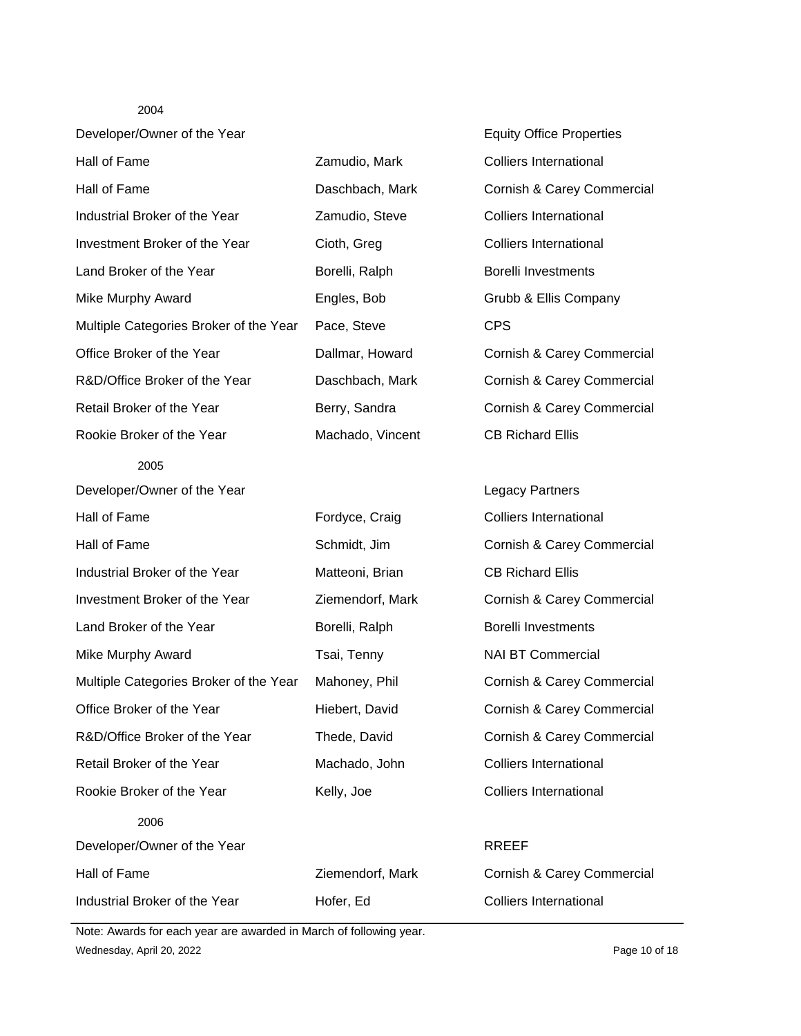2004

| | | |
|---|---|---|
| Developer/Owner of the Year | | Equity Office Properties |
| Hall of Fame | Zamudio, Mark | Colliers International |
| Hall of Fame | Daschbach, Mark | Cornish & Carey Commercial |
| Industrial Broker of the Year | Zamudio, Steve | Colliers International |
| Investment Broker of the Year | Cioth, Greg | Colliers International |
| Land Broker of the Year | Borelli, Ralph | Borelli Investments |
| Mike Murphy Award | Engles, Bob | Grubb & Ellis Company |
| Multiple Categories Broker of the Year | Pace, Steve | CPS |
| Office Broker of the Year | Dallmar, Howard | Cornish & Carey Commercial |
| R&D/Office Broker of the Year | Daschbach, Mark | Cornish & Carey Commercial |
| Retail Broker of the Year | Berry, Sandra | Cornish & Carey Commercial |
| Rookie Broker of the Year | Machado, Vincent | CB Richard Ellis |

2005

| | | |
|---|---|---|
| Developer/Owner of the Year | | Legacy Partners |
| Hall of Fame | Fordyce, Craig | Colliers International |
| Hall of Fame | Schmidt, Jim | Cornish & Carey Commercial |
| Industrial Broker of the Year | Matteoni, Brian | CB Richard Ellis |
| Investment Broker of the Year | Ziemendorf, Mark | Cornish & Carey Commercial |
| Land Broker of the Year | Borelli, Ralph | Borelli Investments |
| Mike Murphy Award | Tsai, Tenny | NAI BT Commercial |
| Multiple Categories Broker of the Year | Mahoney, Phil | Cornish & Carey Commercial |
| Office Broker of the Year | Hiebert, David | Cornish & Carey Commercial |
| R&D/Office Broker of the Year | Thede, David | Cornish & Carey Commercial |
| Retail Broker of the Year | Machado, John | Colliers International |
| Rookie Broker of the Year | Kelly, Joe | Colliers International |

2006

| | | |
|---|---|---|
| Developer/Owner of the Year | | RREEF |
| Hall of Fame | Ziemendorf, Mark | Cornish & Carey Commercial |
| Industrial Broker of the Year | Hofer, Ed | Colliers International |

Note: Awards for each year are awarded in March of following year.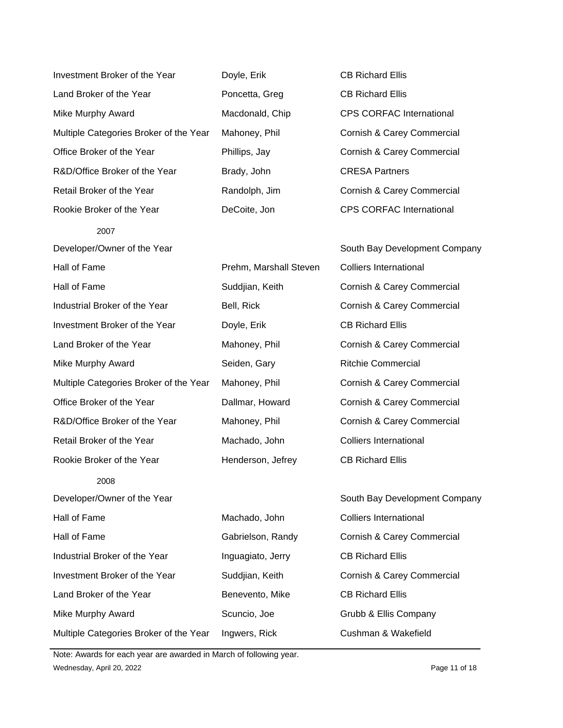| | | |
|---|---|---|
| Investment Broker of the Year | Doyle, Erik | CB Richard Ellis |
| Land Broker of the Year | Poncetta, Greg | CB Richard Ellis |
| Mike Murphy Award | Macdonald, Chip | CPS CORFAC International |
| Multiple Categories Broker of the Year | Mahoney, Phil | Cornish & Carey Commercial |
| Office Broker of the Year | Phillips, Jay | Cornish & Carey Commercial |
| R&D/Office Broker of the Year | Brady, John | CRESA Partners |
| Retail Broker of the Year | Randolph, Jim | Cornish & Carey Commercial |
| Rookie Broker of the Year | DeCoite, Jon | CPS CORFAC International |
| 2007 | | |
| Developer/Owner of the Year | | South Bay Development Company |
| Hall of Fame | Prehm, Marshall Steven | Colliers International |
| Hall of Fame | Suddjian, Keith | Cornish & Carey Commercial |
| Industrial Broker of the Year | Bell, Rick | Cornish & Carey Commercial |
| Investment Broker of the Year | Doyle, Erik | CB Richard Ellis |
| Land Broker of the Year | Mahoney, Phil | Cornish & Carey Commercial |
| Mike Murphy Award | Seiden, Gary | Ritchie Commercial |
| Multiple Categories Broker of the Year | Mahoney, Phil | Cornish & Carey Commercial |
| Office Broker of the Year | Dallmar, Howard | Cornish & Carey Commercial |
| R&D/Office Broker of the Year | Mahoney, Phil | Cornish & Carey Commercial |
| Retail Broker of the Year | Machado, John | Colliers International |
| Rookie Broker of the Year | Henderson, Jefrey | CB Richard Ellis |
| 2008 | | |
| Developer/Owner of the Year | | South Bay Development Company |
| Hall of Fame | Machado, John | Colliers International |
| Hall of Fame | Gabrielson, Randy | Cornish & Carey Commercial |
| Industrial Broker of the Year | Inguagiato, Jerry | CB Richard Ellis |
| Investment Broker of the Year | Suddjian, Keith | Cornish & Carey Commercial |
| Land Broker of the Year | Benevento, Mike | CB Richard Ellis |
| Mike Murphy Award | Scuncio, Joe | Grubb & Ellis Company |
| Multiple Categories Broker of the Year | Ingwers, Rick | Cushman & Wakefield |

Note: Awards for each year are awarded in March of following year.

Wednesday, April 20, 2022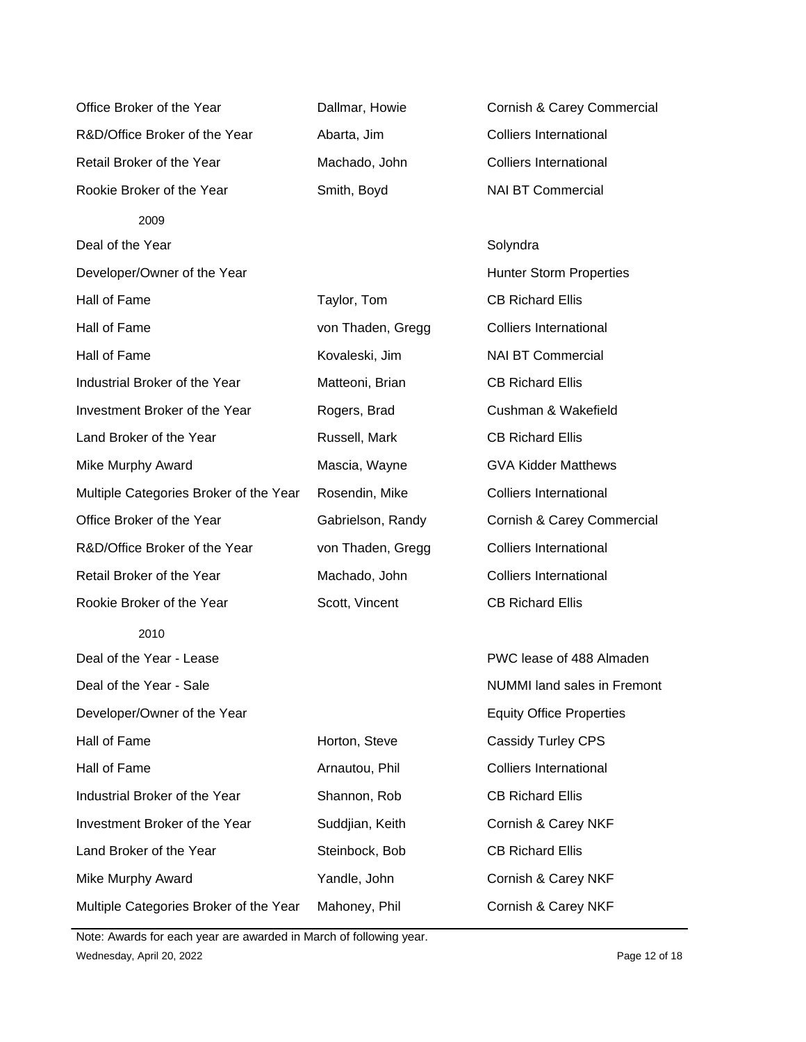| | | |
|---|---|---|
| Office Broker of the Year | Dallmar, Howie | Cornish & Carey Commercial |
| R&D/Office Broker of the Year | Abarta, Jim | Colliers International |
| Retail Broker of the Year | Machado, John | Colliers International |
| Rookie Broker of the Year | Smith, Boyd | NAI BT Commercial |
| 2009 | | |
| Deal of the Year | | Solyndra |
| Developer/Owner of the Year | | Hunter Storm Properties |
| Hall of Fame | Taylor, Tom | CB Richard Ellis |
| Hall of Fame | von Thaden, Gregg | Colliers International |
| Hall of Fame | Kovaleski, Jim | NAI BT Commercial |
| Industrial Broker of the Year | Matteoni, Brian | CB Richard Ellis |
| Investment Broker of the Year | Rogers, Brad | Cushman & Wakefield |
| Land Broker of the Year | Russell, Mark | CB Richard Ellis |
| Mike Murphy Award | Mascia, Wayne | GVA Kidder Matthews |
| Multiple Categories Broker of the Year | Rosendin, Mike | Colliers International |
| Office Broker of the Year | Gabrielson, Randy | Cornish & Carey Commercial |
| R&D/Office Broker of the Year | von Thaden, Gregg | Colliers International |
| Retail Broker of the Year | Machado, John | Colliers International |
| Rookie Broker of the Year | Scott, Vincent | CB Richard Ellis |
| 2010 | | |
| Deal of the Year - Lease | | PWC lease of 488 Almaden |
| Deal of the Year - Sale | | NUMMI land sales in Fremont |
| Developer/Owner of the Year | | Equity Office Properties |
| Hall of Fame | Horton, Steve | Cassidy Turley CPS |
| Hall of Fame | Arnautou, Phil | Colliers International |
| Industrial Broker of the Year | Shannon, Rob | CB Richard Ellis |
| Investment Broker of the Year | Suddjian, Keith | Cornish & Carey NKF |
| Land Broker of the Year | Steinbock, Bob | CB Richard Ellis |
| Mike Murphy Award | Yandle, John | Cornish & Carey NKF |
| Multiple Categories Broker of the Year | Mahoney, Phil | Cornish & Carey NKF |

Note: Awards for each year are awarded in March of following year.

Wednesday, April 20, 2022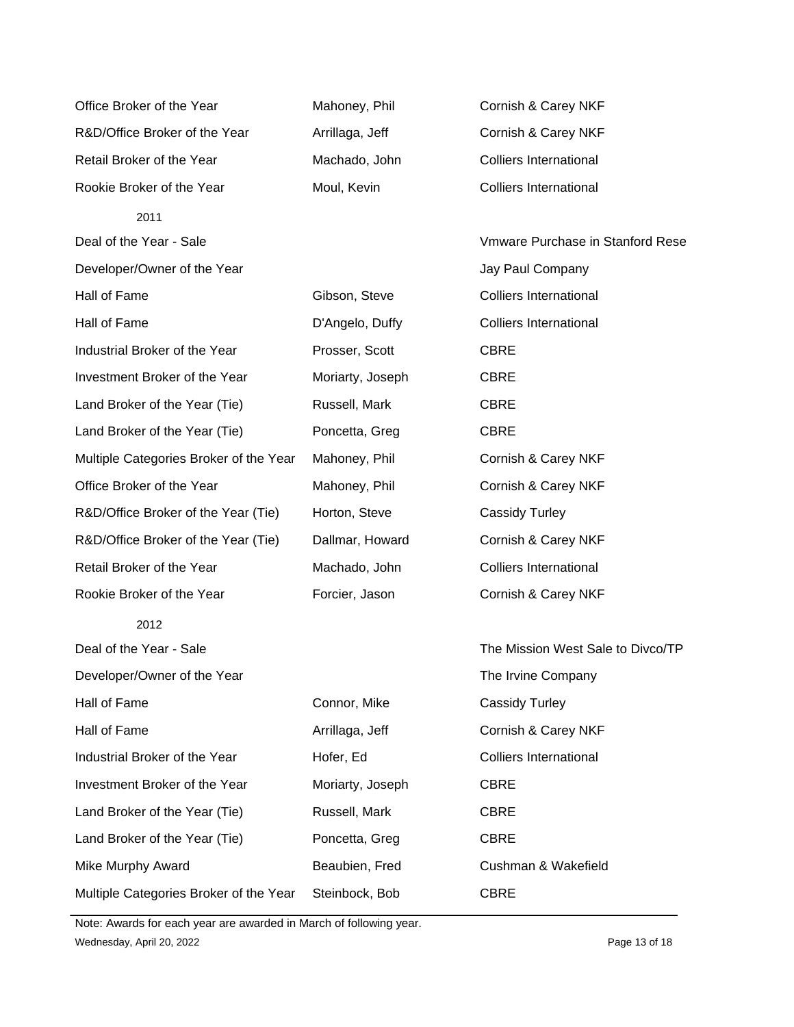| | | |
|---|---|---|
| Office Broker of the Year | Mahoney, Phil | Cornish & Carey NKF |
| R&D/Office Broker of the Year | Arrillaga, Jeff | Cornish & Carey NKF |
| Retail Broker of the Year | Machado, John | Colliers International |
| Rookie Broker of the Year | Moul, Kevin | Colliers International |
| **2011** | | |
| Deal of the Year - Sale | | Vmware Purchase in Stanford Rese |
| Developer/Owner of the Year | | Jay Paul Company |
| Hall of Fame | Gibson, Steve | Colliers International |
| Hall of Fame | D'Angelo, Duffy | Colliers International |
| Industrial Broker of the Year | Prosser, Scott | CBRE |
| Investment Broker of the Year | Moriarty, Joseph | CBRE |
| Land Broker of the Year (Tie) | Russell, Mark | CBRE |
| Land Broker of the Year (Tie) | Poncetta, Greg | CBRE |
| Multiple Categories Broker of the Year | Mahoney, Phil | Cornish & Carey NKF |
| Office Broker of the Year | Mahoney, Phil | Cornish & Carey NKF |
| R&D/Office Broker of the Year (Tie) | Horton, Steve | Cassidy Turley |
| R&D/Office Broker of the Year (Tie) | Dallmar, Howard | Cornish & Carey NKF |
| Retail Broker of the Year | Machado, John | Colliers International |
| Rookie Broker of the Year | Forcier, Jason | Cornish & Carey NKF |
| **2012** | | |
| Deal of the Year - Sale | | The Mission West Sale to Divco/TP |
| Developer/Owner of the Year | | The Irvine Company |
| Hall of Fame | Connor, Mike | Cassidy Turley |
| Hall of Fame | Arrillaga, Jeff | Cornish & Carey NKF |
| Industrial Broker of the Year | Hofer, Ed | Colliers International |
| Investment Broker of the Year | Moriarty, Joseph | CBRE |
| Land Broker of the Year (Tie) | Russell, Mark | CBRE |
| Land Broker of the Year (Tie) | Poncetta, Greg | CBRE |
| Mike Murphy Award | Beaubien, Fred | Cushman & Wakefield |
| Multiple Categories Broker of the Year | Steinbock, Bob | CBRE |

Note: Awards for each year are awarded in March of following year.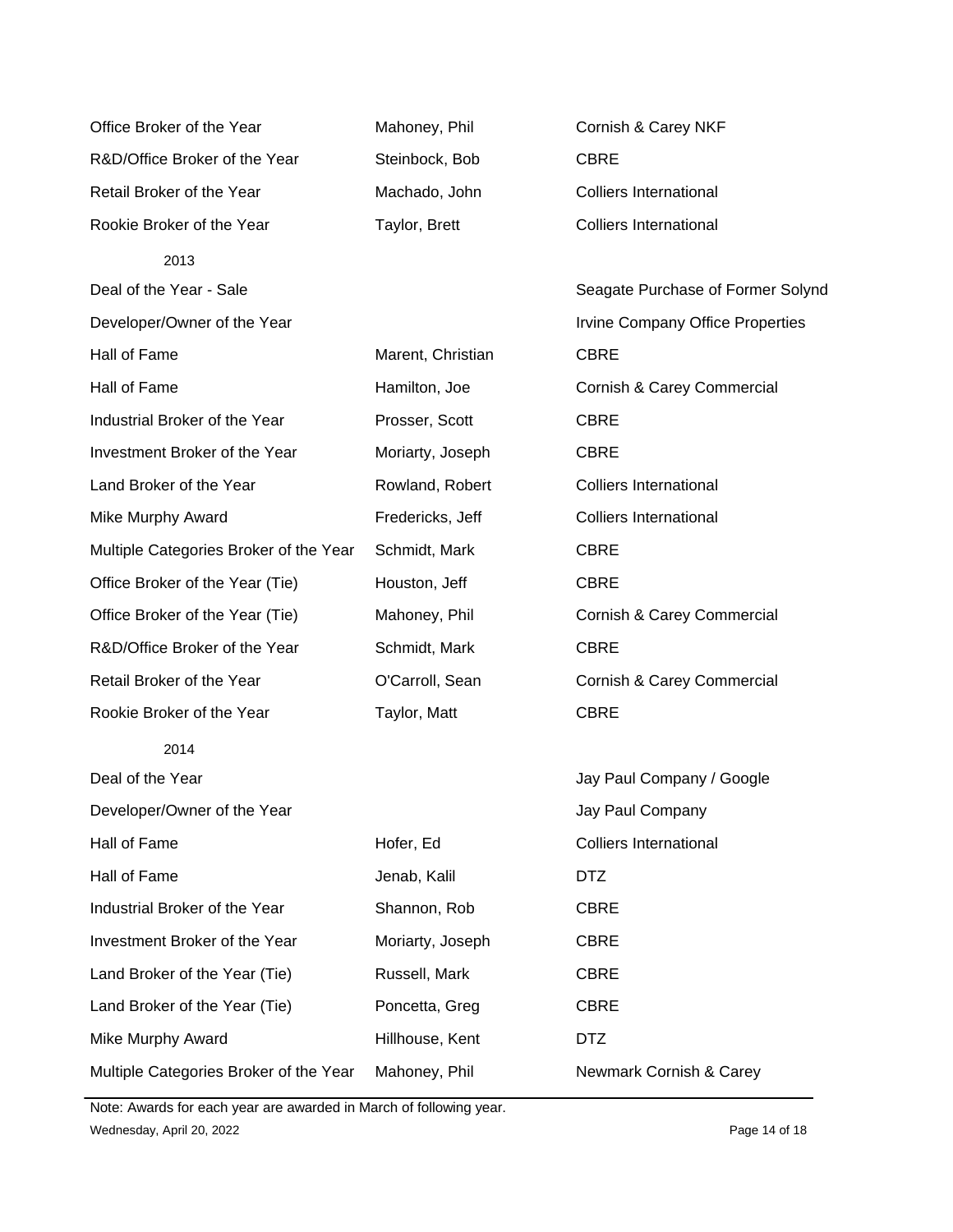| Award | Name | Company |
|---|---|---|
| Office Broker of the Year | Mahoney, Phil | Cornish & Carey NKF |
| R&D/Office Broker of the Year | Steinbock, Bob | CBRE |
| Retail Broker of the Year | Machado, John | Colliers International |
| Rookie Broker of the Year | Taylor, Brett | Colliers International |
| **2013** | | |
| Deal of the Year - Sale | | Seagate Purchase of Former Solynd |
| Developer/Owner of the Year | | Irvine Company Office Properties |
| Hall of Fame | Marent, Christian | CBRE |
| Hall of Fame | Hamilton, Joe | Cornish & Carey Commercial |
| Industrial Broker of the Year | Prosser, Scott | CBRE |
| Investment Broker of the Year | Moriarty, Joseph | CBRE |
| Land Broker of the Year | Rowland, Robert | Colliers International |
| Mike Murphy Award | Fredericks, Jeff | Colliers International |
| Multiple Categories Broker of the Year | Schmidt, Mark | CBRE |
| Office Broker of the Year (Tie) | Houston, Jeff | CBRE |
| Office Broker of the Year (Tie) | Mahoney, Phil | Cornish & Carey Commercial |
| R&D/Office Broker of the Year | Schmidt, Mark | CBRE |
| Retail Broker of the Year | O'Carroll, Sean | Cornish & Carey Commercial |
| Rookie Broker of the Year | Taylor, Matt | CBRE |
| **2014** | | |
| Deal of the Year | | Jay Paul Company / Google |
| Developer/Owner of the Year | | Jay Paul Company |
| Hall of Fame | Hofer, Ed | Colliers International |
| Hall of Fame | Jenab, Kalil | DTZ |
| Industrial Broker of the Year | Shannon, Rob | CBRE |
| Investment Broker of the Year | Moriarty, Joseph | CBRE |
| Land Broker of the Year (Tie) | Russell, Mark | CBRE |
| Land Broker of the Year (Tie) | Poncetta, Greg | CBRE |
| Mike Murphy Award | Hillhouse, Kent | DTZ |
| Multiple Categories Broker of the Year | Mahoney, Phil | Newmark Cornish & Carey |

Note: Awards for each year are awarded in March of following year.

Wednesday, April 20, 2022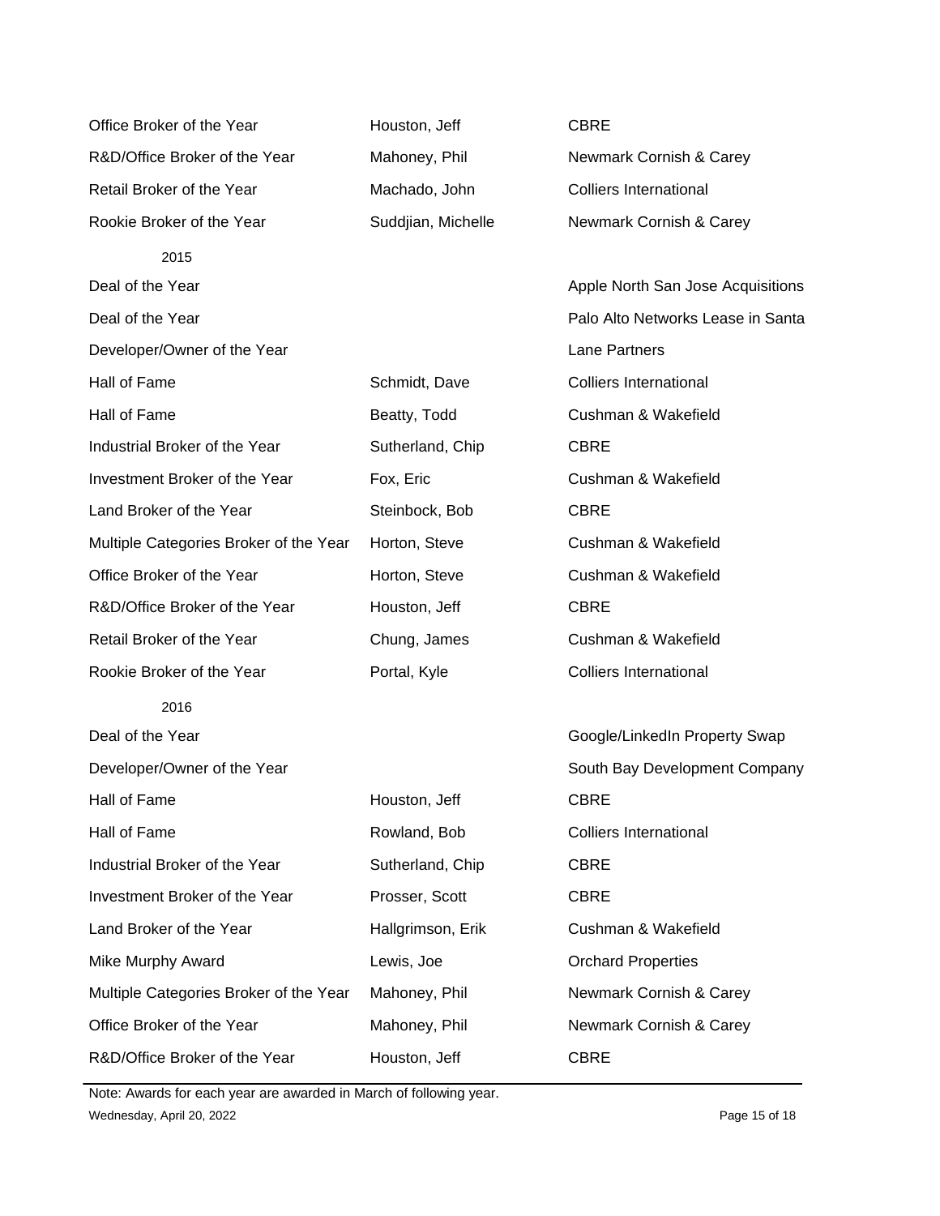| | | |
|---|---|---|
| Office Broker of the Year | Houston, Jeff | CBRE |
| R&D/Office Broker of the Year | Mahoney, Phil | Newmark Cornish & Carey |
| Retail Broker of the Year | Machado, John | Colliers International |
| Rookie Broker of the Year | Suddjian, Michelle | Newmark Cornish & Carey |
| 2015 | | |
| Deal of the Year | | Apple North San Jose Acquisitions |
| Deal of the Year | | Palo Alto Networks Lease in Santa |
| Developer/Owner of the Year | | Lane Partners |
| Hall of Fame | Schmidt, Dave | Colliers International |
| Hall of Fame | Beatty, Todd | Cushman & Wakefield |
| Industrial Broker of the Year | Sutherland, Chip | CBRE |
| Investment Broker of the Year | Fox, Eric | Cushman & Wakefield |
| Land Broker of the Year | Steinbock, Bob | CBRE |
| Multiple Categories Broker of the Year | Horton, Steve | Cushman & Wakefield |
| Office Broker of the Year | Horton, Steve | Cushman & Wakefield |
| R&D/Office Broker of the Year | Houston, Jeff | CBRE |
| Retail Broker of the Year | Chung, James | Cushman & Wakefield |
| Rookie Broker of the Year | Portal, Kyle | Colliers International |
| 2016 | | |
| Deal of the Year | | Google/LinkedIn Property Swap |
| Developer/Owner of the Year | | South Bay Development Company |
| Hall of Fame | Houston, Jeff | CBRE |
| Hall of Fame | Rowland, Bob | Colliers International |
| Industrial Broker of the Year | Sutherland, Chip | CBRE |
| Investment Broker of the Year | Prosser, Scott | CBRE |
| Land Broker of the Year | Hallgrimson, Erik | Cushman & Wakefield |
| Mike Murphy Award | Lewis, Joe | Orchard Properties |
| Multiple Categories Broker of the Year | Mahoney, Phil | Newmark Cornish & Carey |
| Office Broker of the Year | Mahoney, Phil | Newmark Cornish & Carey |
| R&D/Office Broker of the Year | Houston, Jeff | CBRE |

Note: Awards for each year are awarded in March of following year.

Wednesday, April 20, 2022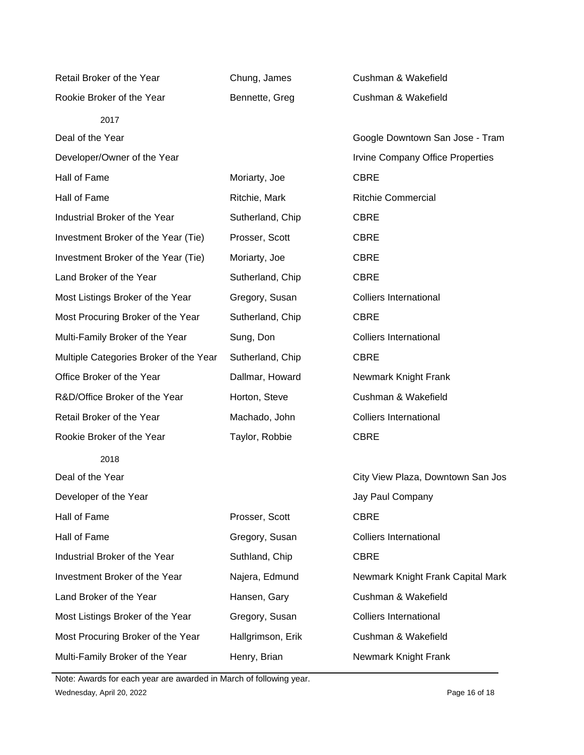| | | |
|---|---|---|
| Retail Broker of the Year | Chung, James | Cushman & Wakefield |
| Rookie Broker of the Year | Bennette, Greg | Cushman & Wakefield |
| 2017 | | |
| Deal of the Year | | Google Downtown San Jose - Tram |
| Developer/Owner of the Year | | Irvine Company Office Properties |
| Hall of Fame | Moriarty, Joe | CBRE |
| Hall of Fame | Ritchie, Mark | Ritchie Commercial |
| Industrial Broker of the Year | Sutherland, Chip | CBRE |
| Investment Broker of the Year (Tie) | Prosser, Scott | CBRE |
| Investment Broker of the Year (Tie) | Moriarty, Joe | CBRE |
| Land Broker of the Year | Sutherland, Chip | CBRE |
| Most Listings Broker of the Year | Gregory, Susan | Colliers International |
| Most Procuring Broker of the Year | Sutherland, Chip | CBRE |
| Multi-Family Broker of the Year | Sung, Don | Colliers International |
| Multiple Categories Broker of the Year | Sutherland, Chip | CBRE |
| Office Broker of the Year | Dallmar, Howard | Newmark Knight Frank |
| R&D/Office Broker of the Year | Horton, Steve | Cushman & Wakefield |
| Retail Broker of the Year | Machado, John | Colliers International |
| Rookie Broker of the Year | Taylor, Robbie | CBRE |
| 2018 | | |
| Deal of the Year | | City View Plaza, Downtown San Jos |
| Developer of the Year | | Jay Paul Company |
| Hall of Fame | Prosser, Scott | CBRE |
| Hall of Fame | Gregory, Susan | Colliers International |
| Industrial Broker of the Year | Suthland, Chip | CBRE |
| Investment Broker of the Year | Najera, Edmund | Newmark Knight Frank Capital Mark |
| Land Broker of the Year | Hansen, Gary | Cushman & Wakefield |
| Most Listings Broker of the Year | Gregory, Susan | Colliers International |
| Most Procuring Broker of the Year | Hallgrimson, Erik | Cushman & Wakefield |
| Multi-Family Broker of the Year | Henry, Brian | Newmark Knight Frank |

Note: Awards for each year are awarded in March of following year.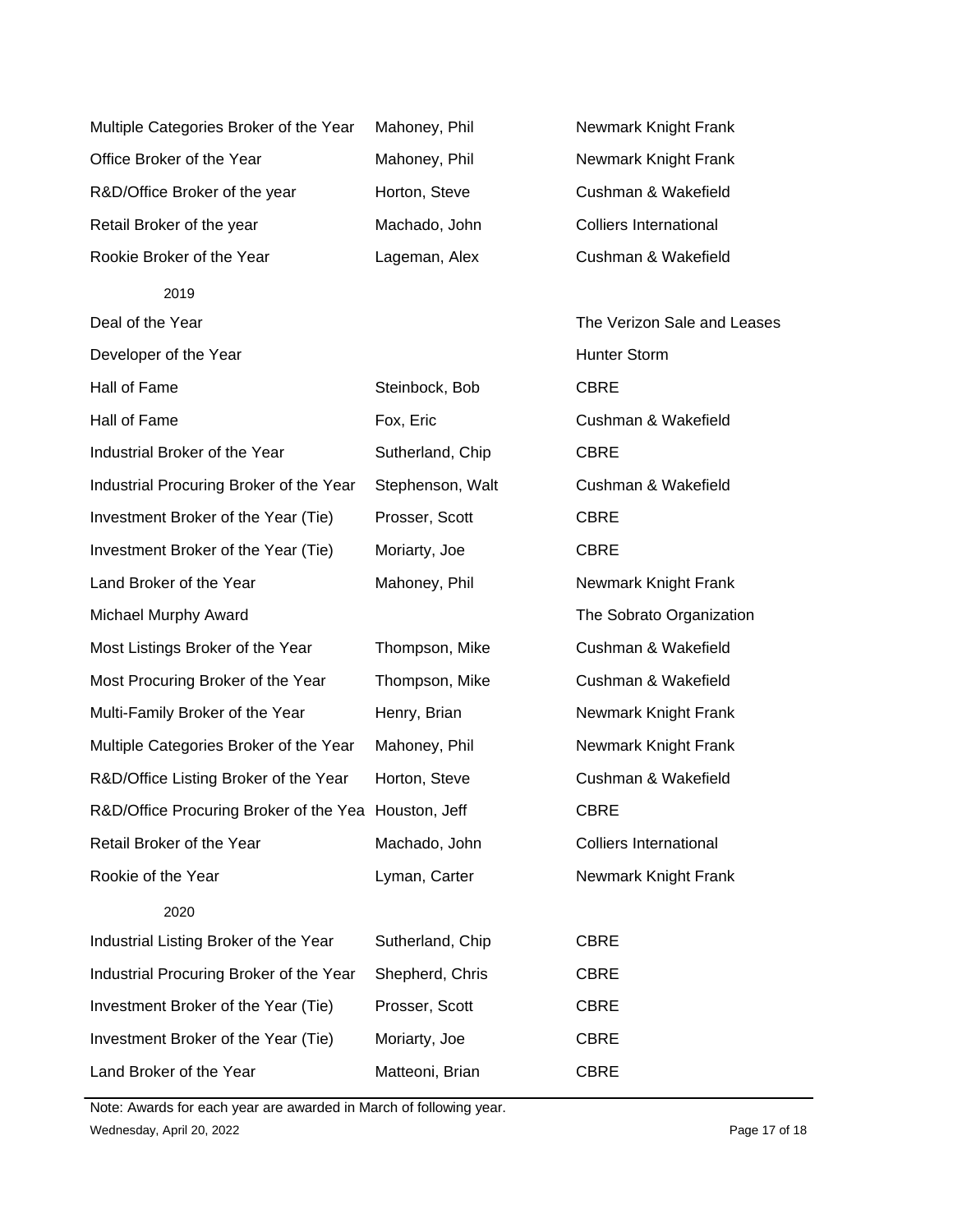| | | |
|---|---|---|
| Multiple Categories Broker of the Year | Mahoney, Phil | Newmark Knight Frank |
| Office Broker of the Year | Mahoney, Phil | Newmark Knight Frank |
| R&D/Office Broker of the year | Horton, Steve | Cushman & Wakefield |
| Retail Broker of the year | Machado, John | Colliers International |
| Rookie Broker of the Year | Lageman, Alex | Cushman & Wakefield |
| 2019 | | |
| Deal of the Year | | The Verizon Sale and Leases |
| Developer of the Year | | Hunter Storm |
| Hall of Fame | Steinbock, Bob | CBRE |
| Hall of Fame | Fox, Eric | Cushman & Wakefield |
| Industrial Broker of the Year | Sutherland, Chip | CBRE |
| Industrial Procuring Broker of the Year | Stephenson, Walt | Cushman & Wakefield |
| Investment Broker of the Year (Tie) | Prosser, Scott | CBRE |
| Investment Broker of the Year (Tie) | Moriarty, Joe | CBRE |
| Land Broker of the Year | Mahoney, Phil | Newmark Knight Frank |
| Michael Murphy Award | | The Sobrato Organization |
| Most Listings Broker of the Year | Thompson, Mike | Cushman & Wakefield |
| Most Procuring Broker of the Year | Thompson, Mike | Cushman & Wakefield |
| Multi-Family Broker of the Year | Henry, Brian | Newmark Knight Frank |
| Multiple Categories Broker of the Year | Mahoney, Phil | Newmark Knight Frank |
| R&D/Office Listing Broker of the Year | Horton, Steve | Cushman & Wakefield |
| R&D/Office Procuring Broker of the Yea | Houston, Jeff | CBRE |
| Retail Broker of the Year | Machado, John | Colliers International |
| Rookie of the Year | Lyman, Carter | Newmark Knight Frank |
| 2020 | | |
| Industrial Listing Broker of the Year | Sutherland, Chip | CBRE |
| Industrial Procuring Broker of the Year | Shepherd, Chris | CBRE |
| Investment Broker of the Year (Tie) | Prosser, Scott | CBRE |
| Investment Broker of the Year (Tie) | Moriarty, Joe | CBRE |
| Land Broker of the Year | Matteoni, Brian | CBRE |

Note: Awards for each year are awarded in March of following year.

Wednesday, April 20, 2022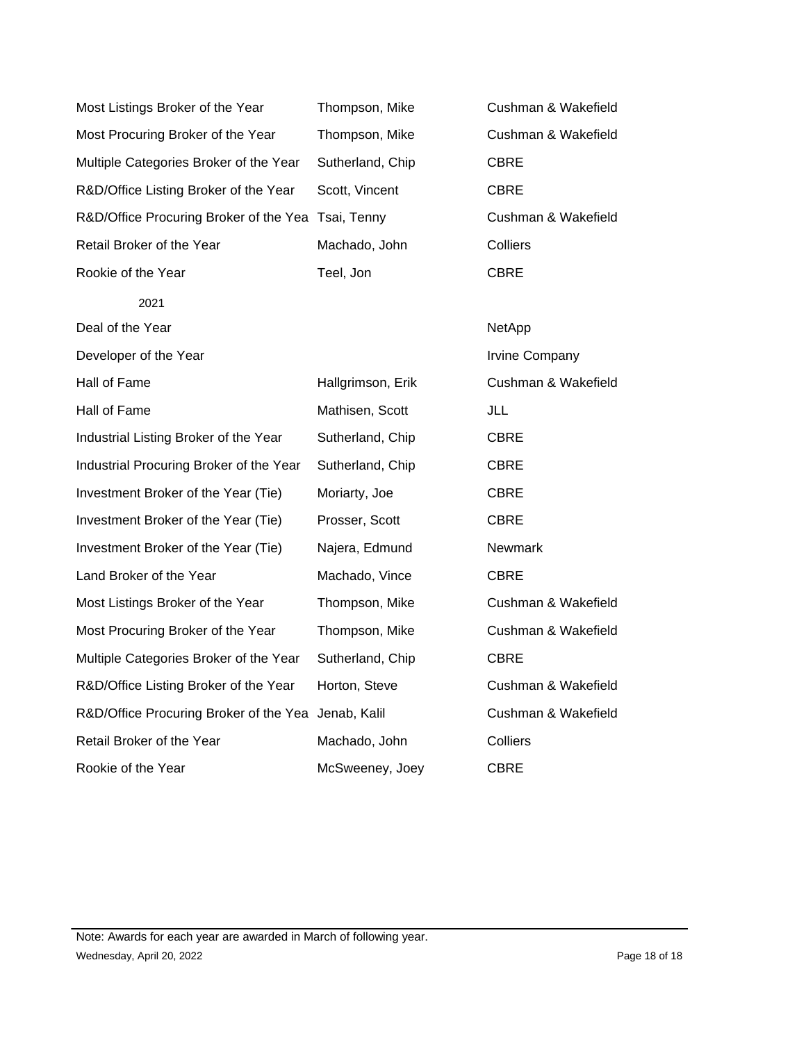| | | |
|---|---|---|
| Most Listings Broker of the Year | Thompson, Mike | Cushman & Wakefield |
| Most Procuring Broker of the Year | Thompson, Mike | Cushman & Wakefield |
| Multiple Categories Broker of the Year | Sutherland, Chip | CBRE |
| R&D/Office Listing Broker of the Year | Scott, Vincent | CBRE |
| R&D/Office Procuring Broker of the Yea | Tsai, Tenny | Cushman & Wakefield |
| Retail Broker of the Year | Machado, John | Colliers |
| Rookie of the Year | Teel, Jon | CBRE |
| 2021 | | |
| Deal of the Year | | NetApp |
| Developer of the Year | | Irvine Company |
| Hall of Fame | Hallgrimson, Erik | Cushman & Wakefield |
| Hall of Fame | Mathisen, Scott | JLL |
| Industrial Listing Broker of the Year | Sutherland, Chip | CBRE |
| Industrial Procuring Broker of the Year | Sutherland, Chip | CBRE |
| Investment Broker of the Year (Tie) | Moriarty, Joe | CBRE |
| Investment Broker of the Year (Tie) | Prosser, Scott | CBRE |
| Investment Broker of the Year (Tie) | Najera, Edmund | Newmark |
| Land Broker of the Year | Machado, Vince | CBRE |
| Most Listings Broker of the Year | Thompson, Mike | Cushman & Wakefield |
| Most Procuring Broker of the Year | Thompson, Mike | Cushman & Wakefield |
| Multiple Categories Broker of the Year | Sutherland, Chip | CBRE |
| R&D/Office Listing Broker of the Year | Horton, Steve | Cushman & Wakefield |
| R&D/Office Procuring Broker of the Yea | Jenab, Kalil | Cushman & Wakefield |
| Retail Broker of the Year | Machado, John | Colliers |
| Rookie of the Year | McSweeney, Joey | CBRE |

Note: Awards for each year are awarded in March of following year.

Wednesday, April 20, 2022